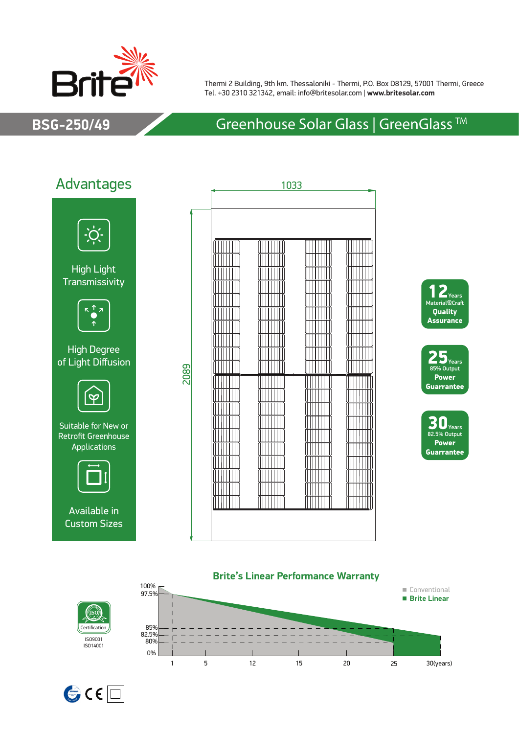Thermi 2 Building, 9th km. Thessaloniki - Thermi, P.O. Box D8129, 57001 Thermi, Greece
Tel. +30 2310 321342, email: info@britesolar.com | **www.britesolar.com**

# BSG-250/49

## Greenhouse Solar Glass | GreenGlass ™

## Advantages

- High Light Transmissivity
- High Degree of Light Diffusion
- Suitable for New or Retrofit Greenhouse Applications
- Available in Custom Sizes

1033

2089

**12** Years Material&Craft **Quality Assurance**

**25** Years 85% Output **Power Guarrantee**

**30** Years 82.5% Output **Power Guarrantee**

### Brite's Linear Performance Warranty

- Conventional
- **Brite Linear**

100%, 97.5%, 85%, 82.5%, 80%, 0%

1, 5, 12, 15, 20, 25, 30(years)

ISO Certification

ISO9001
ISO14001

CE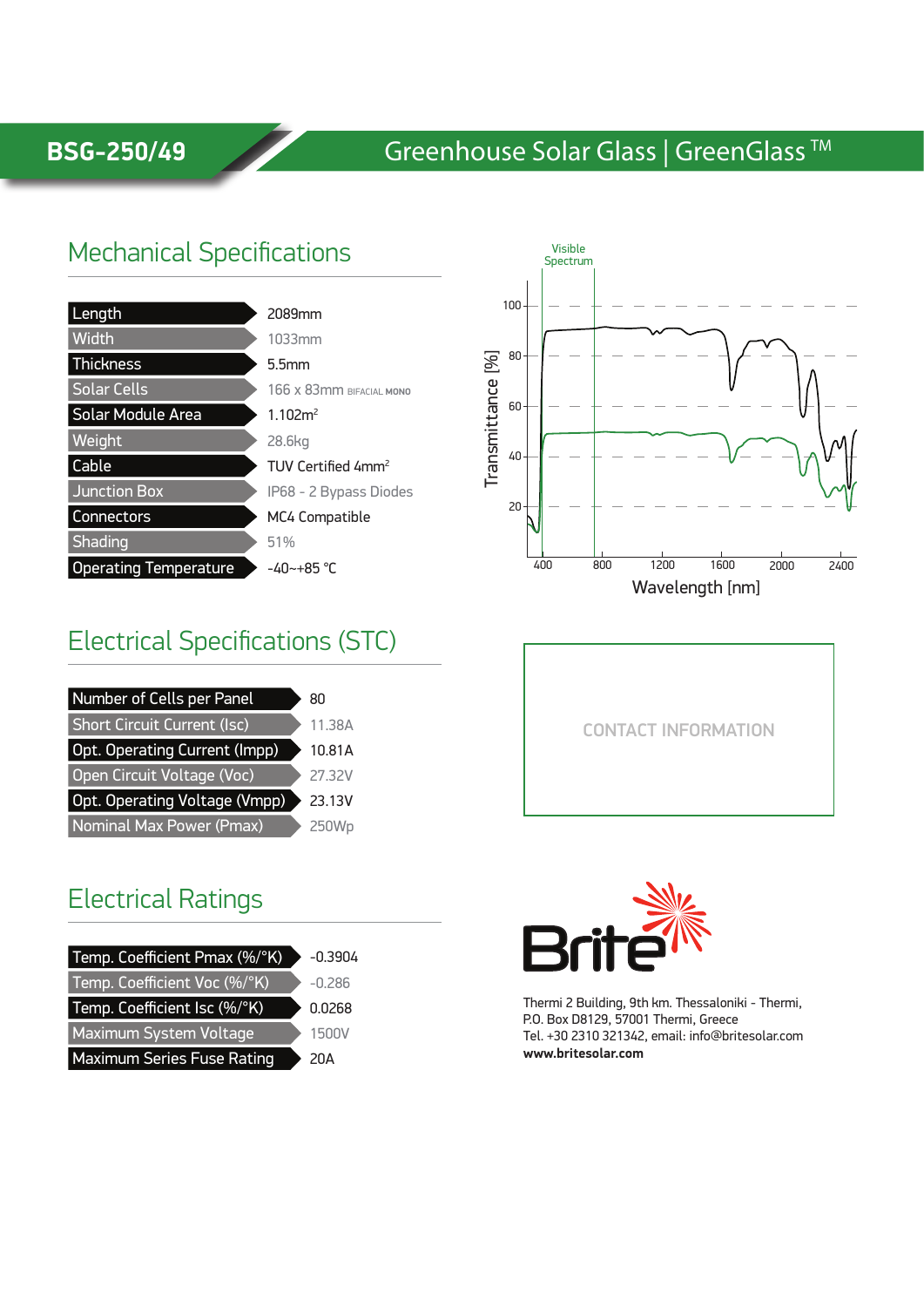**BSG-250/49** Greenhouse Solar Glass | GreenGlass ™

## Mechanical Specifications

| | |
|---|---|
| Length | 2089mm |
| Width | 1033mm |
| Thickness | 5.5mm |
| Solar Cells | 166 x 83mm BIFACIAL MONO |
| Solar Module Area | 1.102m² |
| Weight | 28.6kg |
| Cable | TUV Certified 4mm² |
| Junction Box | IP68 - 2 Bypass Diodes |
| Connectors | MC4 Compatible |
| Shading | 51% |
| Operating Temperature | -40~+85 °C |

Visible Spectrum

100
80
60
40
20

Transmittance [%]

400
800
1200
1600
2000
2400

Wavelength [nm]

## Electrical Specifications (STC)

| | |
|---|---|
| Number of Cells per Panel | 80 |
| Short Circuit Current (Isc) | 11.38A |
| Opt. Operating Current (Impp) | 10.81A |
| Open Circuit Voltage (Voc) | 27.32V |
| Opt. Operating Voltage (Vmpp) | 23.13V |
| Nominal Max Power (Pmax) | 250Wp |

CONTACT INFORMATION

## Electrical Ratings

| | |
|---|---|
| Temp. Coefficient Pmax (%/°K) | -0.3904 |
| Temp. Coefficient Voc (%/°K) | -0.286 |
| Temp. Coefficient Isc (%/°K) | 0.0268 |
| Maximum System Voltage | 1500V |
| Maximum Series Fuse Rating | 20A |

Brite

Thermi 2 Building, 9th km. Thessaloniki - Thermi,
P.O. Box D8129, 57001 Thermi, Greece
Tel. +30 2310 321342, email: info@britesolar.com
**www.britesolar.com**